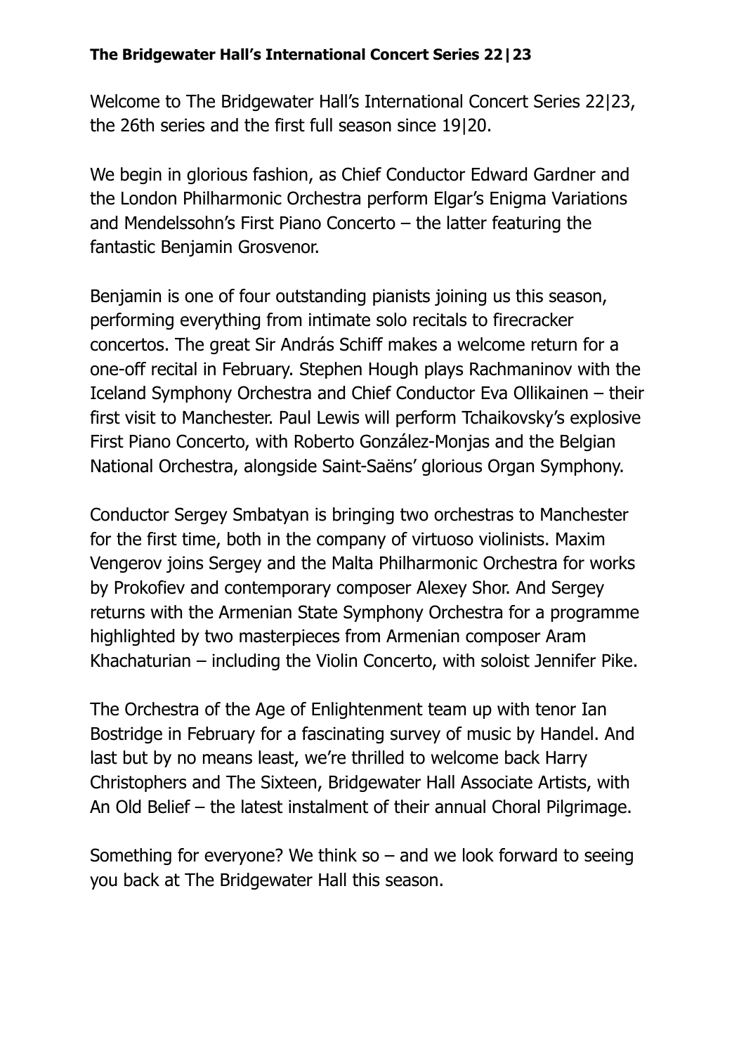**The Bridgewater Hall's International Concert Series 22|23**

Welcome to The Bridgewater Hall's International Concert Series 22|23, the 26th series and the first full season since 19|20.

We begin in glorious fashion, as Chief Conductor Edward Gardner and the London Philharmonic Orchestra perform Elgar's Enigma Variations and Mendelssohn's First Piano Concerto – the latter featuring the fantastic Benjamin Grosvenor.

Benjamin is one of four outstanding pianists joining us this season, performing everything from intimate solo recitals to firecracker concertos. The great Sir András Schiff makes a welcome return for a one-off recital in February. Stephen Hough plays Rachmaninov with the Iceland Symphony Orchestra and Chief Conductor Eva Ollikainen – their first visit to Manchester. Paul Lewis will perform Tchaikovsky's explosive First Piano Concerto, with Roberto González-Monjas and the Belgian National Orchestra, alongside Saint-Saëns' glorious Organ Symphony.

Conductor Sergey Smbatyan is bringing two orchestras to Manchester for the first time, both in the company of virtuoso violinists. Maxim Vengerov joins Sergey and the Malta Philharmonic Orchestra for works by Prokofiev and contemporary composer Alexey Shor. And Sergey returns with the Armenian State Symphony Orchestra for a programme highlighted by two masterpieces from Armenian composer Aram Khachaturian – including the Violin Concerto, with soloist Jennifer Pike.

The Orchestra of the Age of Enlightenment team up with tenor Ian Bostridge in February for a fascinating survey of music by Handel. And last but by no means least, we're thrilled to welcome back Harry Christophers and The Sixteen, Bridgewater Hall Associate Artists, with An Old Belief – the latest instalment of their annual Choral Pilgrimage.

Something for everyone? We think so – and we look forward to seeing you back at The Bridgewater Hall this season.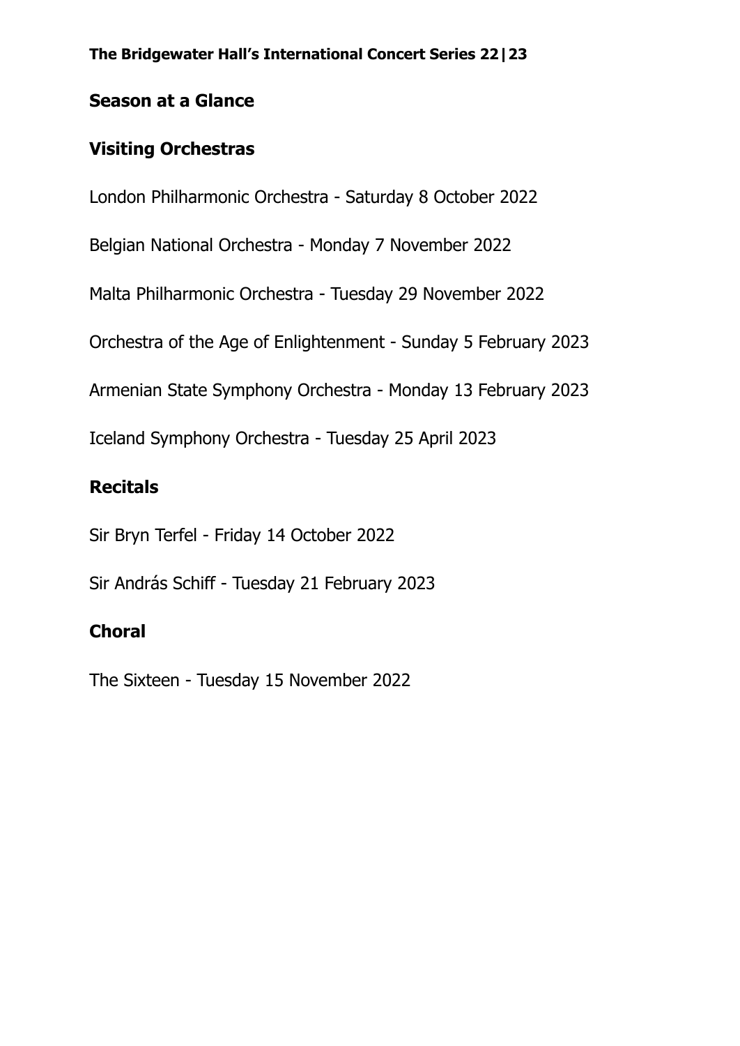**The Bridgewater Hall's International Concert Series 22|23**

## Season at a Glance

### Visiting Orchestras

London Philharmonic Orchestra - Saturday 8 October 2022

Belgian National Orchestra - Monday 7 November 2022

Malta Philharmonic Orchestra - Tuesday 29 November 2022

Orchestra of the Age of Enlightenment - Sunday 5 February 2023

Armenian State Symphony Orchestra - Monday 13 February 2023

Iceland Symphony Orchestra - Tuesday 25 April 2023

### Recitals

Sir Bryn Terfel - Friday 14 October 2022

Sir András Schiff - Tuesday 21 February 2023

### Choral

The Sixteen - Tuesday 15 November 2022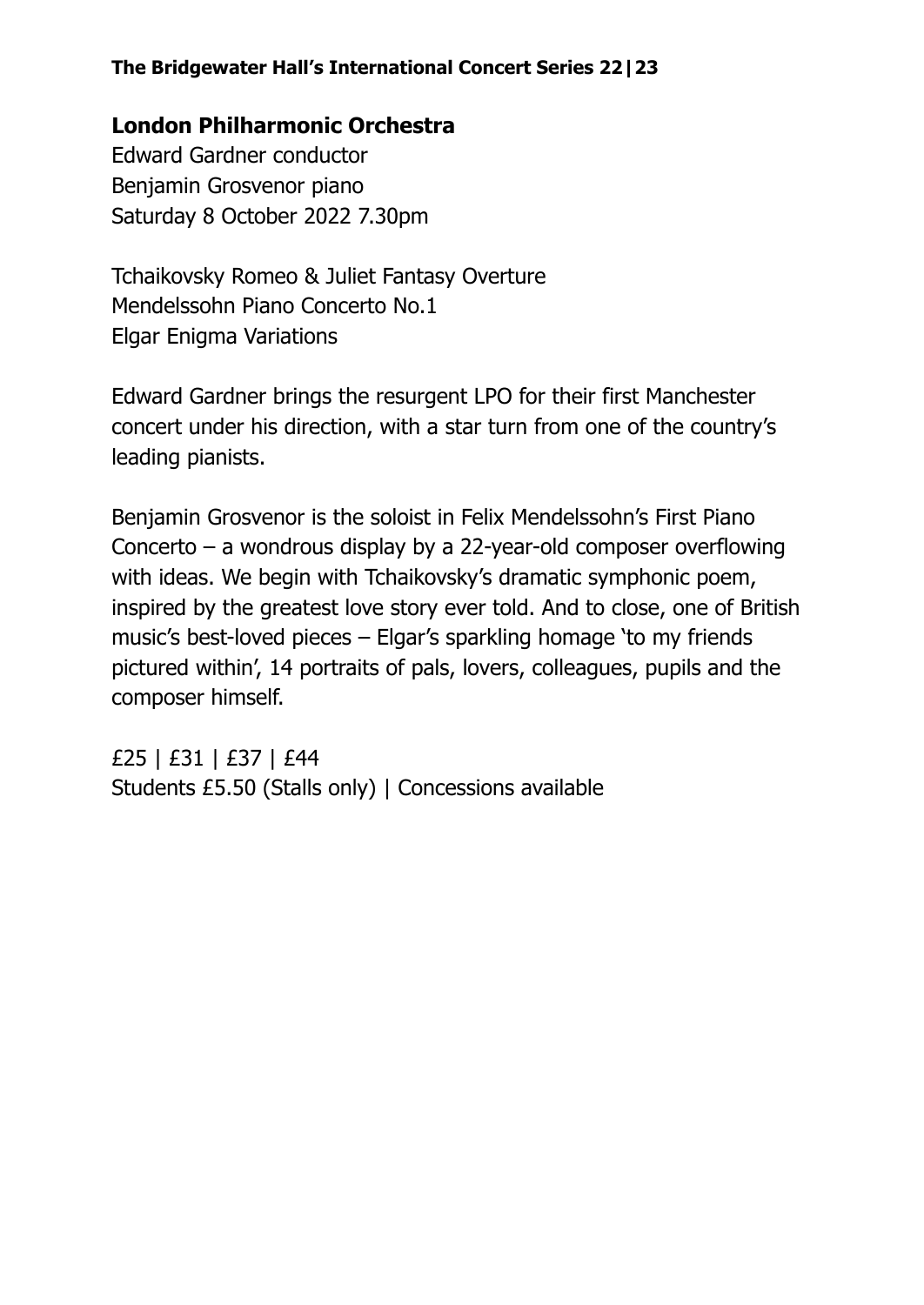## London Philharmonic Orchestra

Edward Gardner conductor
Benjamin Grosvenor piano
Saturday 8 October 2022 7.30pm

Tchaikovsky Romeo & Juliet Fantasy Overture
Mendelssohn Piano Concerto No.1
Elgar Enigma Variations

Edward Gardner brings the resurgent LPO for their first Manchester concert under his direction, with a star turn from one of the country's leading pianists.

Benjamin Grosvenor is the soloist in Felix Mendelssohn's First Piano Concerto – a wondrous display by a 22-year-old composer overflowing with ideas. We begin with Tchaikovsky's dramatic symphonic poem, inspired by the greatest love story ever told. And to close, one of British music's best-loved pieces – Elgar's sparkling homage 'to my friends pictured within', 14 portraits of pals, lovers, colleagues, pupils and the composer himself.

£25 | £31 | £37 | £44
Students £5.50 (Stalls only) | Concessions available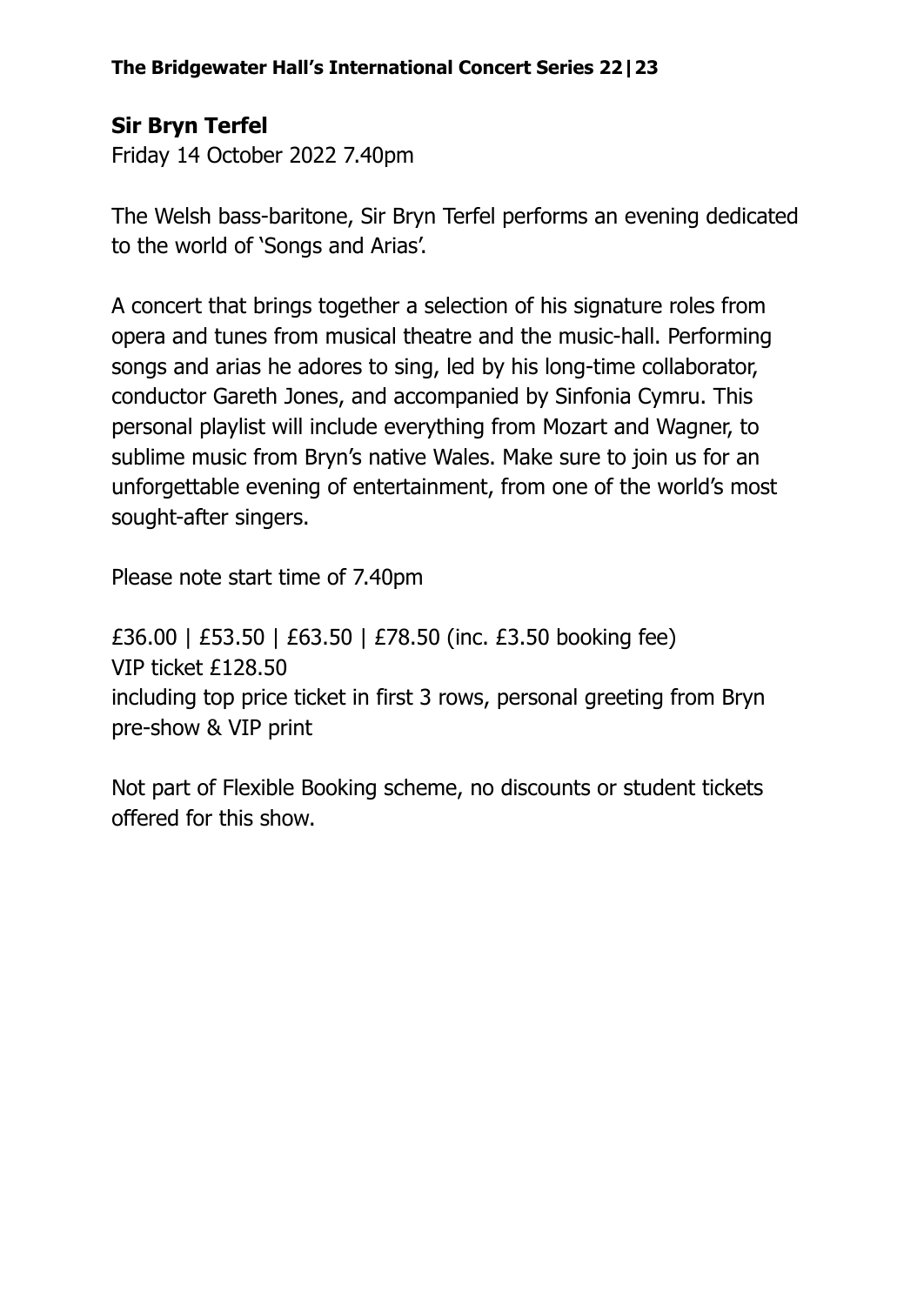**The Bridgewater Hall's International Concert Series 22|23**

## Sir Bryn Terfel

Friday 14 October 2022 7.40pm

The Welsh bass-baritone, Sir Bryn Terfel performs an evening dedicated to the world of 'Songs and Arias'.

A concert that brings together a selection of his signature roles from opera and tunes from musical theatre and the music-hall. Performing songs and arias he adores to sing, led by his long-time collaborator, conductor Gareth Jones, and accompanied by Sinfonia Cymru. This personal playlist will include everything from Mozart and Wagner, to sublime music from Bryn's native Wales. Make sure to join us for an unforgettable evening of entertainment, from one of the world's most sought-after singers.

Please note start time of 7.40pm

£36.00 | £53.50 | £63.50 | £78.50 (inc. £3.50 booking fee)
VIP ticket £128.50
including top price ticket in first 3 rows, personal greeting from Bryn pre-show & VIP print

Not part of Flexible Booking scheme, no discounts or student tickets offered for this show.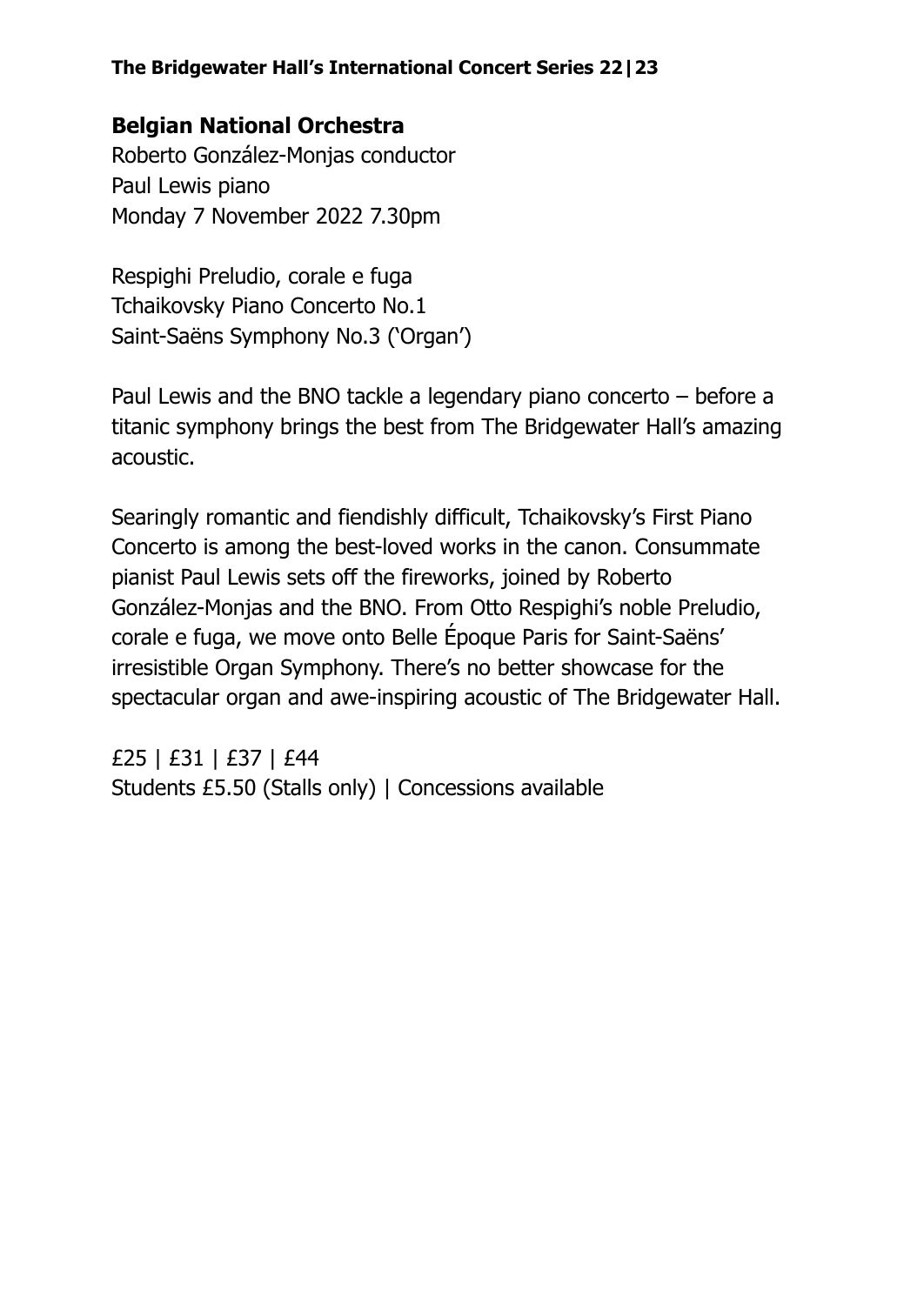## Belgian National Orchestra

Roberto González-Monjas conductor
Paul Lewis piano
Monday 7 November 2022 7.30pm

Respighi Preludio, corale e fuga
Tchaikovsky Piano Concerto No.1
Saint-Saëns Symphony No.3 ('Organ')

Paul Lewis and the BNO tackle a legendary piano concerto – before a titanic symphony brings the best from The Bridgewater Hall's amazing acoustic.

Searingly romantic and fiendishly difficult, Tchaikovsky's First Piano Concerto is among the best-loved works in the canon. Consummate pianist Paul Lewis sets off the fireworks, joined by Roberto González-Monjas and the BNO. From Otto Respighi's noble Preludio, corale e fuga, we move onto Belle Époque Paris for Saint-Saëns' irresistible Organ Symphony. There's no better showcase for the spectacular organ and awe-inspiring acoustic of The Bridgewater Hall.

£25 | £31 | £37 | £44
Students £5.50 (Stalls only) | Concessions available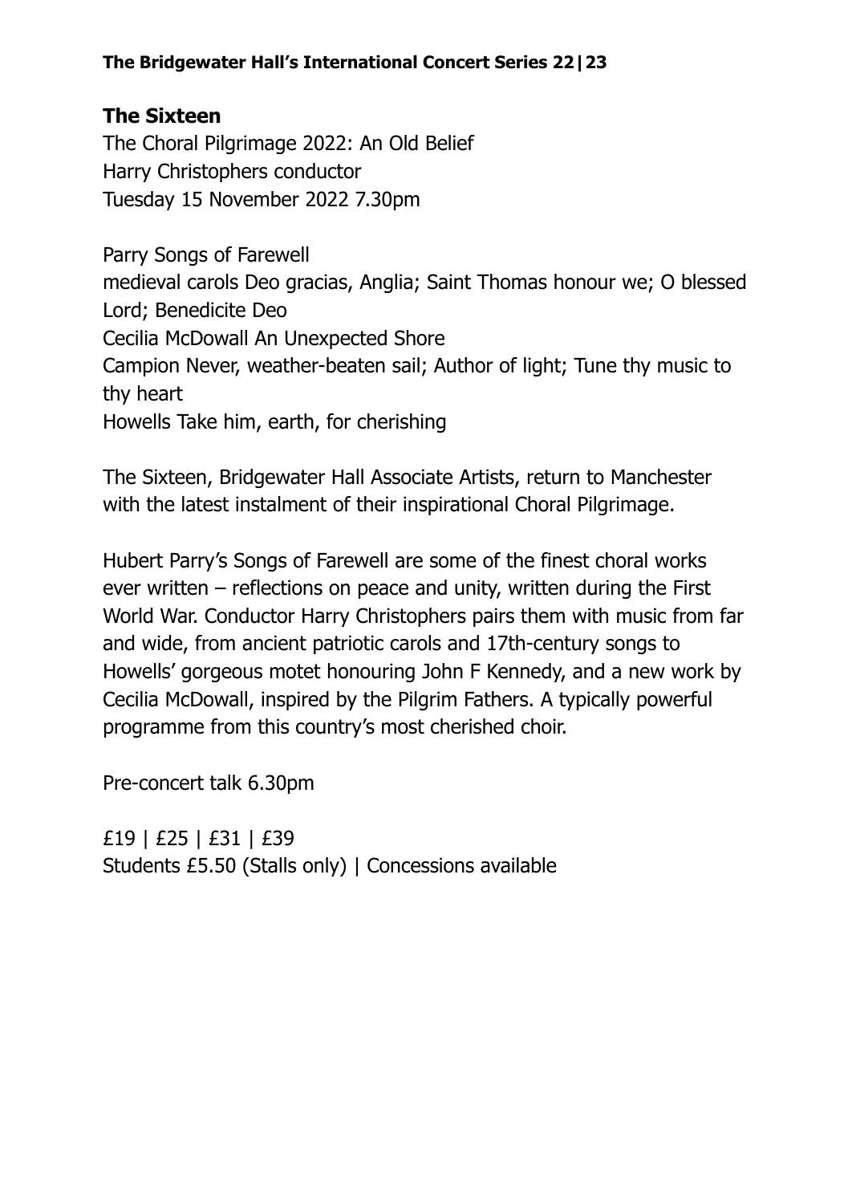**The Sixteen**
The Choral Pilgrimage 2022: An Old Belief
Harry Christophers conductor
Tuesday 15 November 2022 7.30pm

Parry Songs of Farewell
medieval carols Deo gracias, Anglia; Saint Thomas honour we; O blessed Lord; Benedicite Deo
Cecilia McDowall An Unexpected Shore
Campion Never, weather-beaten sail; Author of light; Tune thy music to thy heart
Howells Take him, earth, for cherishing

The Sixteen, Bridgewater Hall Associate Artists, return to Manchester with the latest instalment of their inspirational Choral Pilgrimage.

Hubert Parry's Songs of Farewell are some of the finest choral works ever written – reflections on peace and unity, written during the First World War. Conductor Harry Christophers pairs them with music from far and wide, from ancient patriotic carols and 17th-century songs to Howells' gorgeous motet honouring John F Kennedy, and a new work by Cecilia McDowall, inspired by the Pilgrim Fathers. A typically powerful programme from this country's most cherished choir.

Pre-concert talk 6.30pm

£19 | £25 | £31 | £39
Students £5.50 (Stalls only) | Concessions available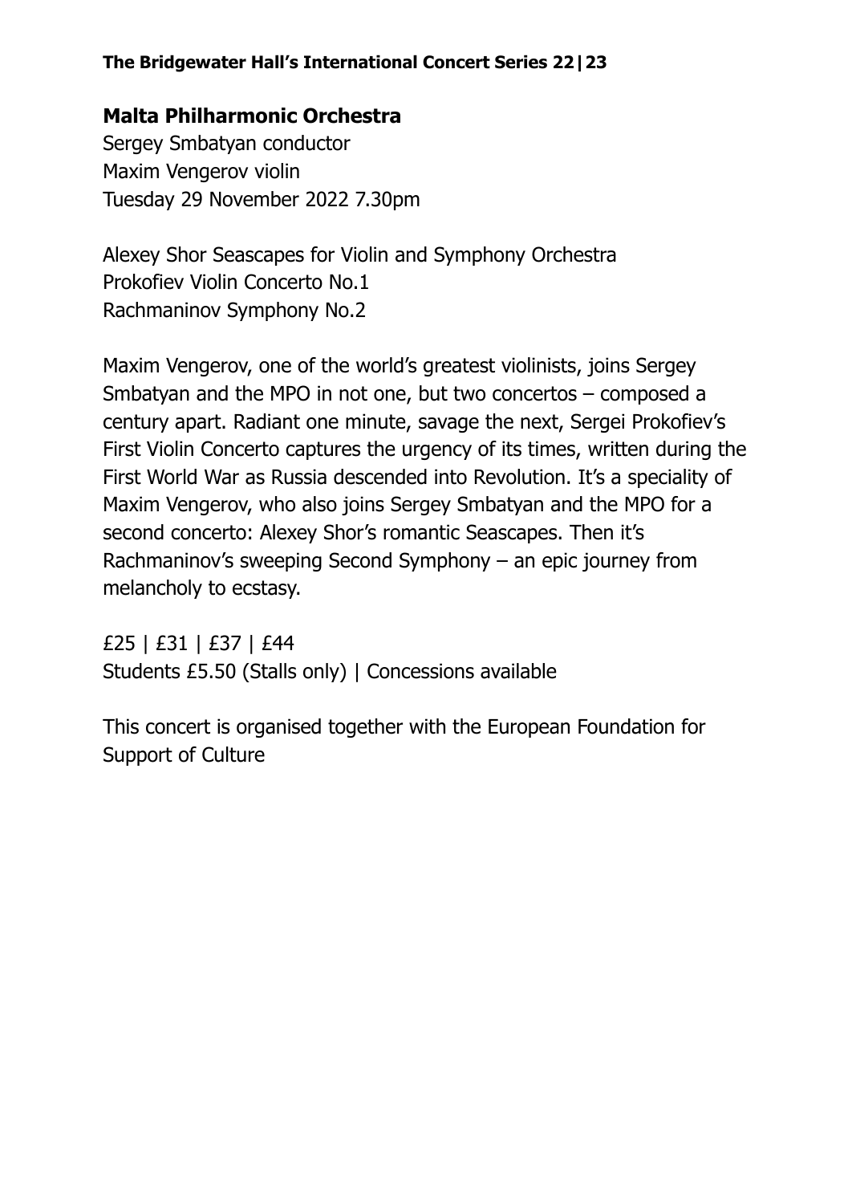**The Bridgewater Hall's International Concert Series 22|23**

## Malta Philharmonic Orchestra

Sergey Smbatyan conductor
Maxim Vengerov violin
Tuesday 29 November 2022 7.30pm

Alexey Shor Seascapes for Violin and Symphony Orchestra
Prokofiev Violin Concerto No.1
Rachmaninov Symphony No.2

Maxim Vengerov, one of the world's greatest violinists, joins Sergey Smbatyan and the MPO in not one, but two concertos – composed a century apart. Radiant one minute, savage the next, Sergei Prokofiev's First Violin Concerto captures the urgency of its times, written during the First World War as Russia descended into Revolution. It's a speciality of Maxim Vengerov, who also joins Sergey Smbatyan and the MPO for a second concerto: Alexey Shor's romantic Seascapes. Then it's Rachmaninov's sweeping Second Symphony – an epic journey from melancholy to ecstasy.

£25 | £31 | £37 | £44
Students £5.50 (Stalls only) | Concessions available

This concert is organised together with the European Foundation for Support of Culture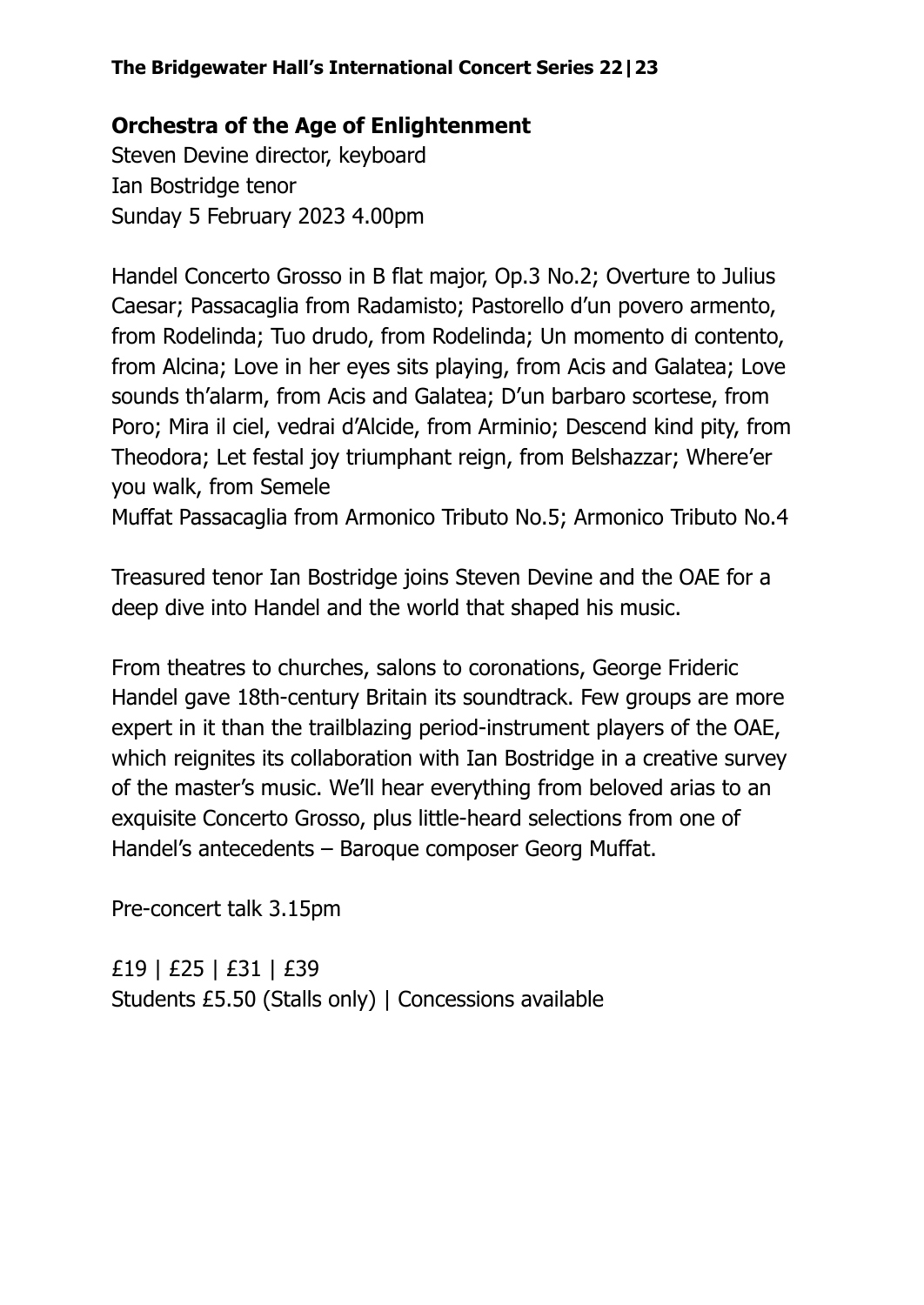**The Bridgewater Hall's International Concert Series 22|23**

## Orchestra of the Age of Enlightenment

Steven Devine director, keyboard
Ian Bostridge tenor
Sunday 5 February 2023 4.00pm

Handel Concerto Grosso in B flat major, Op.3 No.2; Overture to Julius Caesar; Passacaglia from Radamisto; Pastorello d'un povero armento, from Rodelinda; Tuo drudo, from Rodelinda; Un momento di contento, from Alcina; Love in her eyes sits playing, from Acis and Galatea; Love sounds th'alarm, from Acis and Galatea; D'un barbaro scortese, from Poro; Mira il ciel, vedrai d'Alcide, from Arminio; Descend kind pity, from Theodora; Let festal joy triumphant reign, from Belshazzar; Where'er you walk, from Semele
Muffat Passacaglia from Armonico Tributo No.5; Armonico Tributo No.4

Treasured tenor Ian Bostridge joins Steven Devine and the OAE for a deep dive into Handel and the world that shaped his music.

From theatres to churches, salons to coronations, George Frideric Handel gave 18th-century Britain its soundtrack. Few groups are more expert in it than the trailblazing period-instrument players of the OAE, which reignites its collaboration with Ian Bostridge in a creative survey of the master's music. We'll hear everything from beloved arias to an exquisite Concerto Grosso, plus little-heard selections from one of Handel's antecedents – Baroque composer Georg Muffat.

Pre-concert talk 3.15pm

£19 | £25 | £31 | £39
Students £5.50 (Stalls only) | Concessions available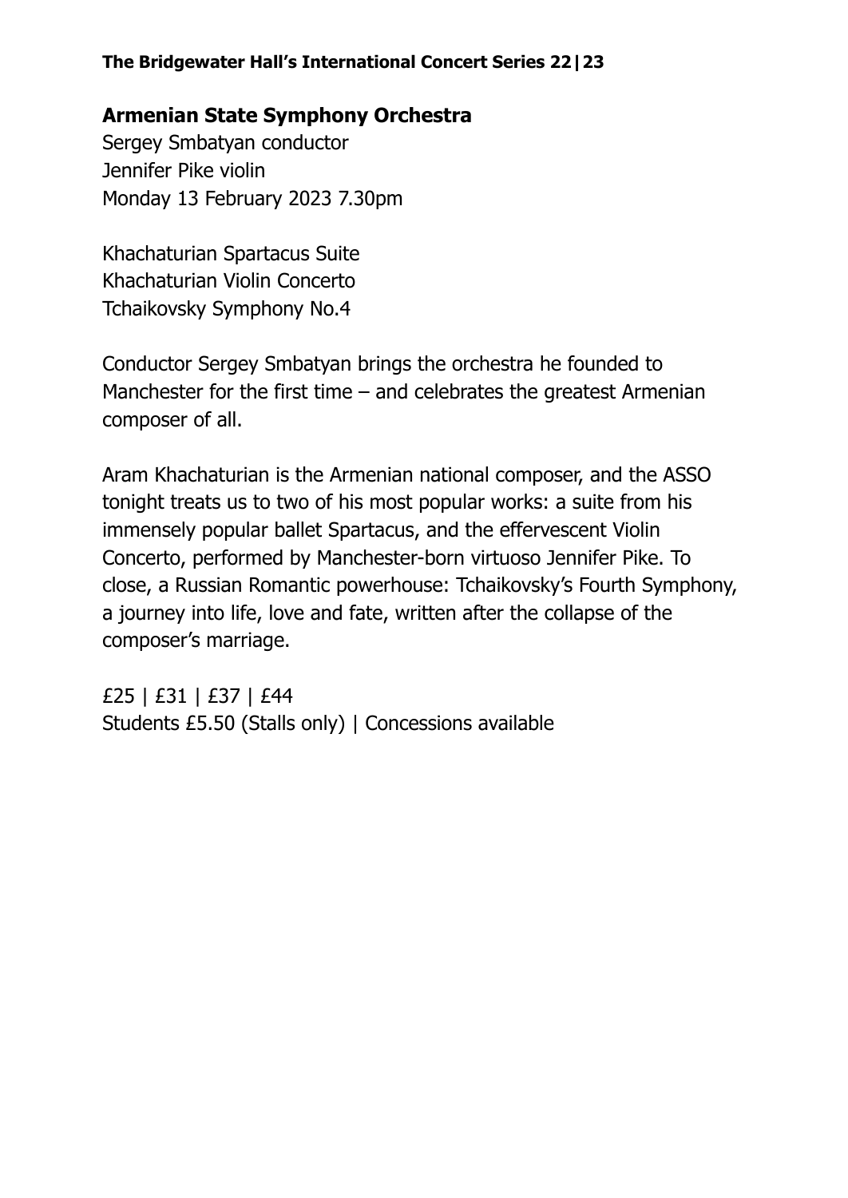**Armenian State Symphony Orchestra**
Sergey Smbatyan conductor
Jennifer Pike violin
Monday 13 February 2023 7.30pm

Khachaturian Spartacus Suite
Khachaturian Violin Concerto
Tchaikovsky Symphony No.4

Conductor Sergey Smbatyan brings the orchestra he founded to Manchester for the first time – and celebrates the greatest Armenian composer of all.

Aram Khachaturian is the Armenian national composer, and the ASSO tonight treats us to two of his most popular works: a suite from his immensely popular ballet Spartacus, and the effervescent Violin Concerto, performed by Manchester-born virtuoso Jennifer Pike. To close, a Russian Romantic powerhouse: Tchaikovsky's Fourth Symphony, a journey into life, love and fate, written after the collapse of the composer's marriage.

£25 | £31 | £37 | £44
Students £5.50 (Stalls only) | Concessions available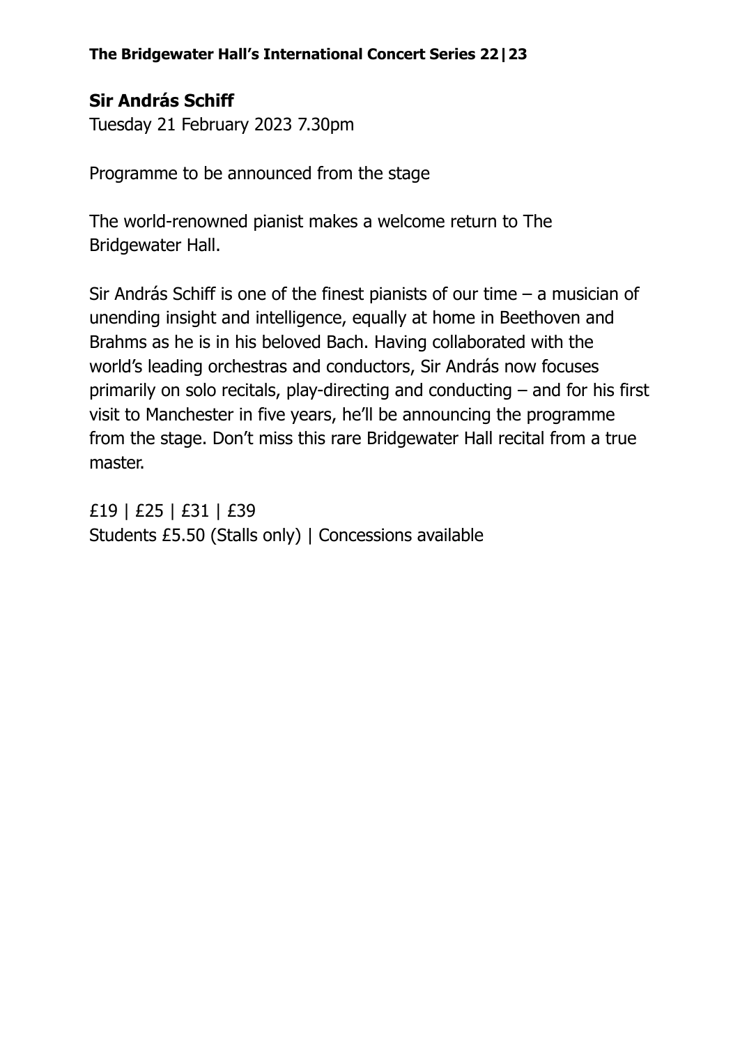**The Bridgewater Hall's International Concert Series 22|23**

## Sir András Schiff

Tuesday 21 February 2023 7.30pm

Programme to be announced from the stage

The world-renowned pianist makes a welcome return to The Bridgewater Hall.

Sir András Schiff is one of the finest pianists of our time – a musician of unending insight and intelligence, equally at home in Beethoven and Brahms as he is in his beloved Bach. Having collaborated with the world's leading orchestras and conductors, Sir András now focuses primarily on solo recitals, play-directing and conducting – and for his first visit to Manchester in five years, he'll be announcing the programme from the stage. Don't miss this rare Bridgewater Hall recital from a true master.

£19 | £25 | £31 | £39
Students £5.50 (Stalls only) | Concessions available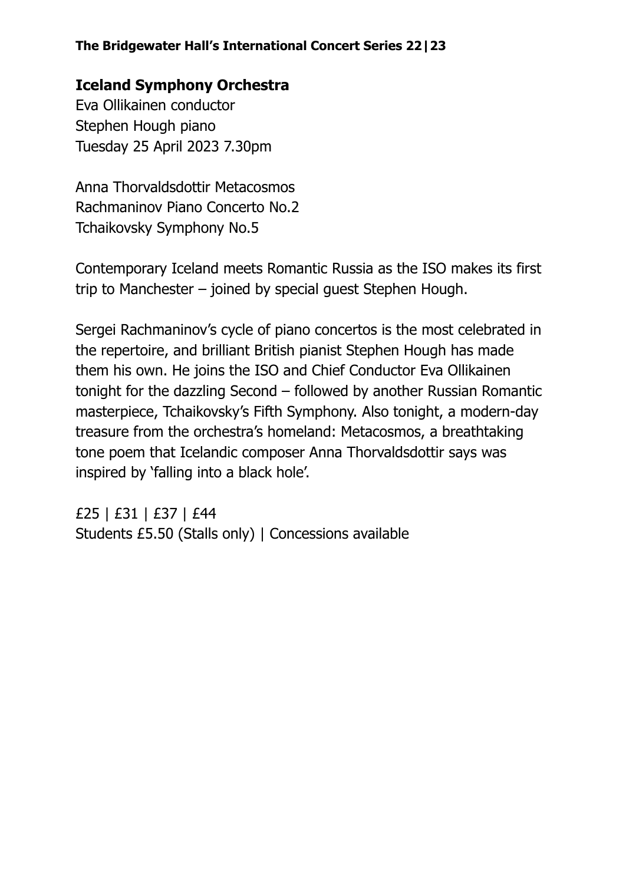## Iceland Symphony Orchestra

Eva Ollikainen conductor
Stephen Hough piano
Tuesday 25 April 2023 7.30pm

Anna Thorvaldsdottir Metacosmos
Rachmaninov Piano Concerto No.2
Tchaikovsky Symphony No.5

Contemporary Iceland meets Romantic Russia as the ISO makes its first trip to Manchester – joined by special guest Stephen Hough.

Sergei Rachmaninov's cycle of piano concertos is the most celebrated in the repertoire, and brilliant British pianist Stephen Hough has made them his own. He joins the ISO and Chief Conductor Eva Ollikainen tonight for the dazzling Second – followed by another Russian Romantic masterpiece, Tchaikovsky's Fifth Symphony. Also tonight, a modern-day treasure from the orchestra's homeland: Metacosmos, a breathtaking tone poem that Icelandic composer Anna Thorvaldsdottir says was inspired by 'falling into a black hole'.

£25 | £31 | £37 | £44
Students £5.50 (Stalls only) | Concessions available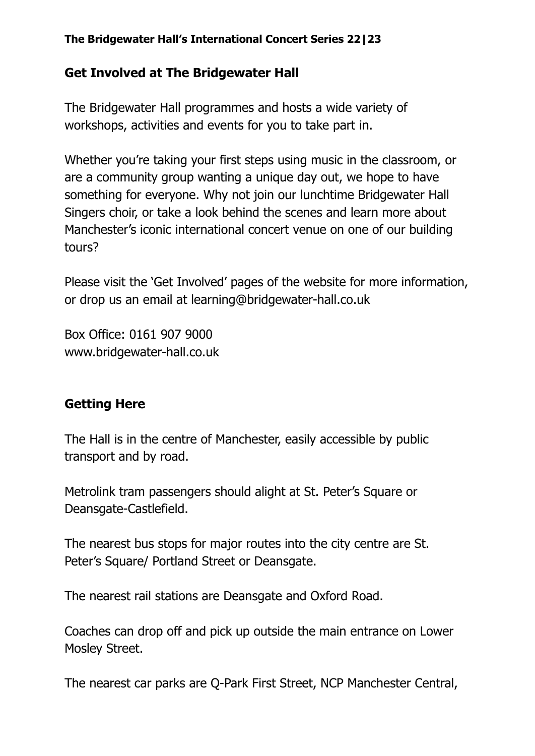## Get Involved at The Bridgewater Hall

The Bridgewater Hall programmes and hosts a wide variety of workshops, activities and events for you to take part in.

Whether you're taking your first steps using music in the classroom, or are a community group wanting a unique day out, we hope to have something for everyone. Why not join our lunchtime Bridgewater Hall Singers choir, or take a look behind the scenes and learn more about Manchester's iconic international concert venue on one of our building tours?

Please visit the 'Get Involved' pages of the website for more information, or drop us an email at learning@bridgewater-hall.co.uk

Box Office: 0161 907 9000
www.bridgewater-hall.co.uk

## Getting Here

The Hall is in the centre of Manchester, easily accessible by public transport and by road.

Metrolink tram passengers should alight at St. Peter's Square or Deansgate-Castlefield.

The nearest bus stops for major routes into the city centre are St. Peter's Square/ Portland Street or Deansgate.

The nearest rail stations are Deansgate and Oxford Road.

Coaches can drop off and pick up outside the main entrance on Lower Mosley Street.

The nearest car parks are Q-Park First Street, NCP Manchester Central,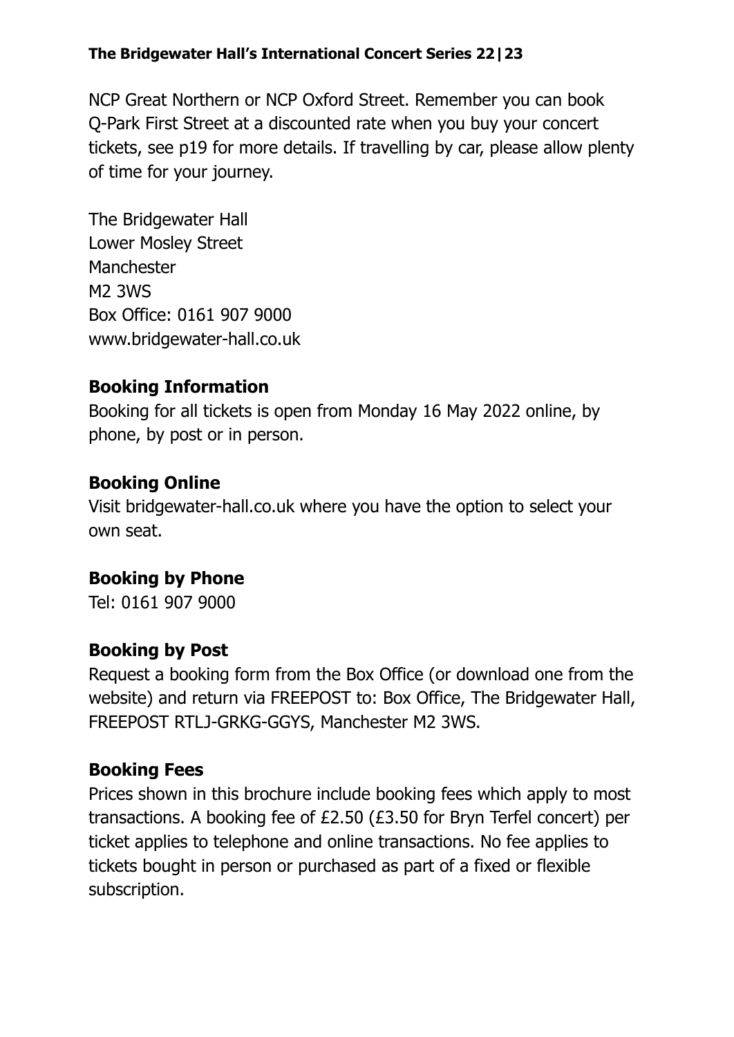NCP Great Northern or NCP Oxford Street. Remember you can book Q-Park First Street at a discounted rate when you buy your concert tickets, see p19 for more details. If travelling by car, please allow plenty of time for your journey.

The Bridgewater Hall
Lower Mosley Street
Manchester
M2 3WS
Box Office: 0161 907 9000
www.bridgewater-hall.co.uk

## Booking Information

Booking for all tickets is open from Monday 16 May 2022 online, by phone, by post or in person.

## Booking Online

Visit bridgewater-hall.co.uk where you have the option to select your own seat.

## Booking by Phone

Tel: 0161 907 9000

## Booking by Post

Request a booking form from the Box Office (or download one from the website) and return via FREEPOST to: Box Office, The Bridgewater Hall, FREEPOST RTLJ-GRKG-GGYS, Manchester M2 3WS.

## Booking Fees

Prices shown in this brochure include booking fees which apply to most transactions. A booking fee of £2.50 (£3.50 for Bryn Terfel concert) per ticket applies to telephone and online transactions. No fee applies to tickets bought in person or purchased as part of a fixed or flexible subscription.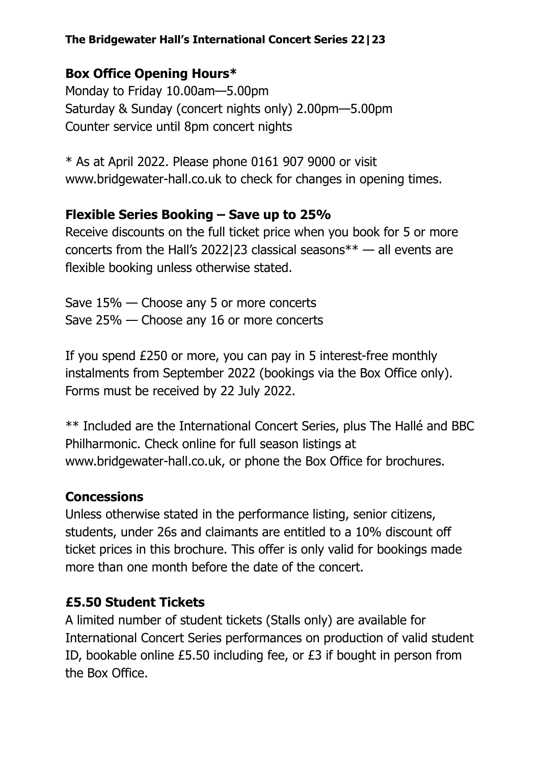**The Bridgewater Hall's International Concert Series 22|23**

## Box Office Opening Hours*

Monday to Friday 10.00am—5.00pm
Saturday & Sunday (concert nights only) 2.00pm—5.00pm
Counter service until 8pm concert nights

* As at April 2022. Please phone 0161 907 9000 or visit www.bridgewater-hall.co.uk to check for changes in opening times.

## Flexible Series Booking – Save up to 25%

Receive discounts on the full ticket price when you book for 5 or more concerts from the Hall's 2022|23 classical seasons** — all events are flexible booking unless otherwise stated.

Save 15% — Choose any 5 or more concerts
Save 25% — Choose any 16 or more concerts

If you spend £250 or more, you can pay in 5 interest-free monthly instalments from September 2022 (bookings via the Box Office only). Forms must be received by 22 July 2022.

** Included are the International Concert Series, plus The Hallé and BBC Philharmonic. Check online for full season listings at www.bridgewater-hall.co.uk, or phone the Box Office for brochures.

## Concessions

Unless otherwise stated in the performance listing, senior citizens, students, under 26s and claimants are entitled to a 10% discount off ticket prices in this brochure. This offer is only valid for bookings made more than one month before the date of the concert.

## £5.50 Student Tickets

A limited number of student tickets (Stalls only) are available for International Concert Series performances on production of valid student ID, bookable online £5.50 including fee, or £3 if bought in person from the Box Office.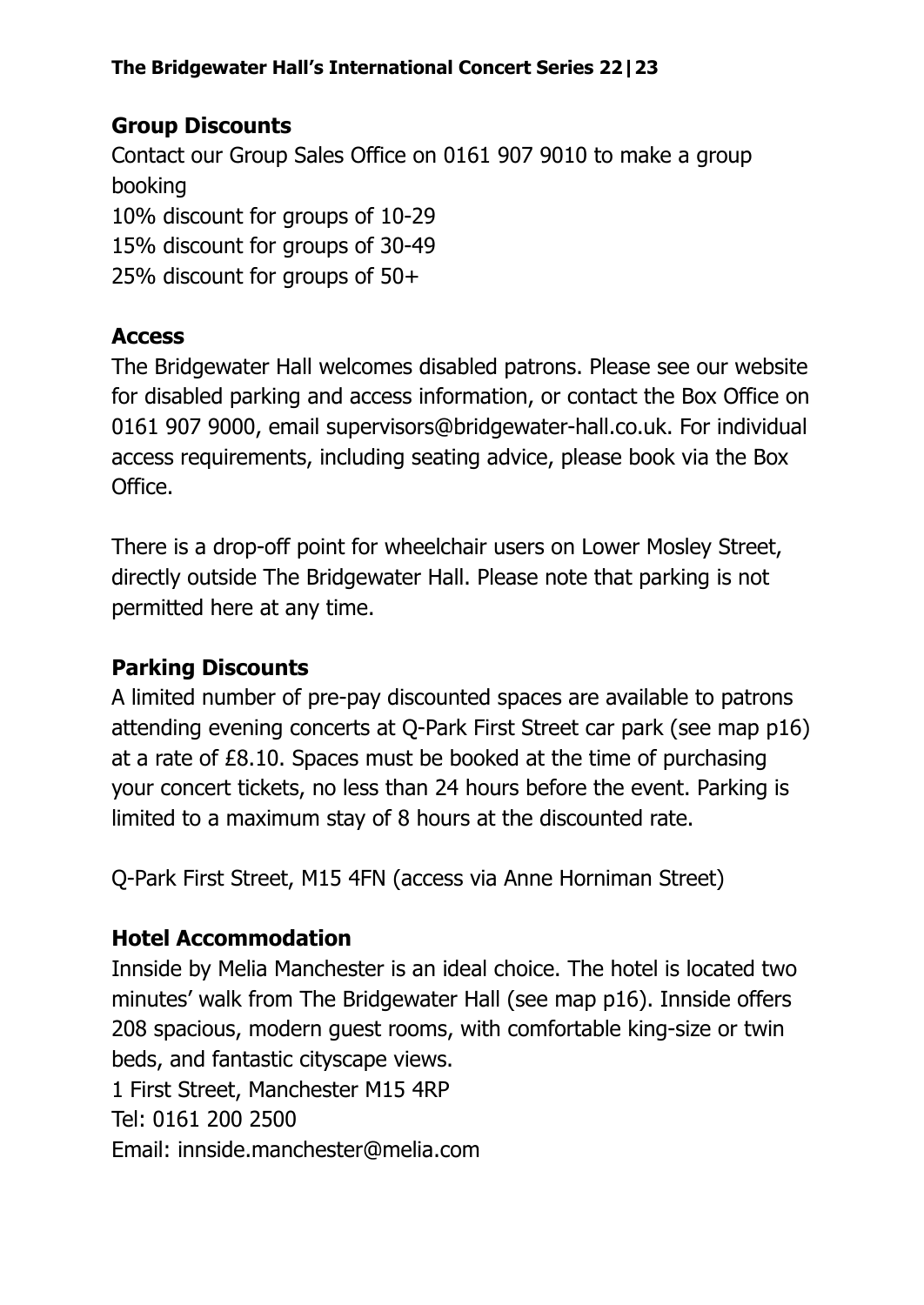## Group Discounts

Contact our Group Sales Office on 0161 907 9010 to make a group booking

10% discount for groups of 10-29
15% discount for groups of 30-49
25% discount for groups of 50+

## Access

The Bridgewater Hall welcomes disabled patrons. Please see our website for disabled parking and access information, or contact the Box Office on 0161 907 9000, email supervisors@bridgewater-hall.co.uk. For individual access requirements, including seating advice, please book via the Box Office.

There is a drop-off point for wheelchair users on Lower Mosley Street, directly outside The Bridgewater Hall. Please note that parking is not permitted here at any time.

## Parking Discounts

A limited number of pre-pay discounted spaces are available to patrons attending evening concerts at Q-Park First Street car park (see map p16) at a rate of £8.10. Spaces must be booked at the time of purchasing your concert tickets, no less than 24 hours before the event. Parking is limited to a maximum stay of 8 hours at the discounted rate.

Q-Park First Street, M15 4FN (access via Anne Horniman Street)

## Hotel Accommodation

Innside by Melia Manchester is an ideal choice. The hotel is located two minutes' walk from The Bridgewater Hall (see map p16). Innside offers 208 spacious, modern guest rooms, with comfortable king-size or twin beds, and fantastic cityscape views.

1 First Street, Manchester M15 4RP
Tel: 0161 200 2500
Email: innside.manchester@melia.com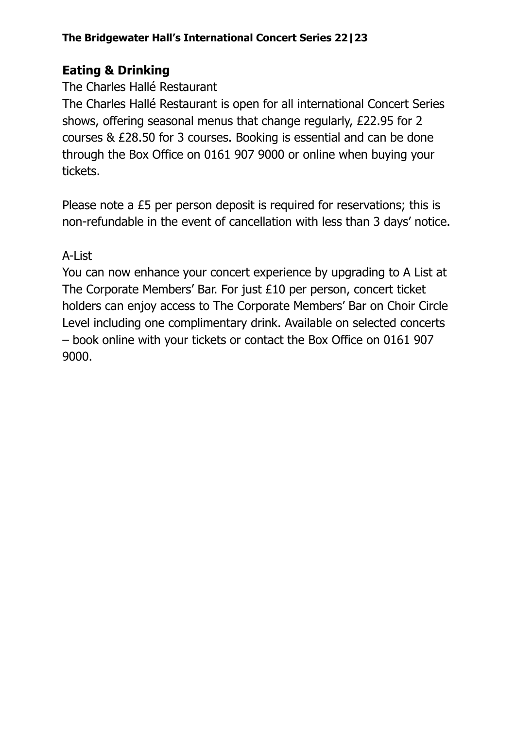## Eating & Drinking

The Charles Hallé Restaurant

The Charles Hallé Restaurant is open for all international Concert Series shows, offering seasonal menus that change regularly, £22.95 for 2 courses & £28.50 for 3 courses. Booking is essential and can be done through the Box Office on 0161 907 9000 or online when buying your tickets.

Please note a £5 per person deposit is required for reservations; this is non-refundable in the event of cancellation with less than 3 days' notice.

A-List

You can now enhance your concert experience by upgrading to A List at The Corporate Members' Bar. For just £10 per person, concert ticket holders can enjoy access to The Corporate Members' Bar on Choir Circle Level including one complimentary drink. Available on selected concerts – book online with your tickets or contact the Box Office on 0161 907 9000.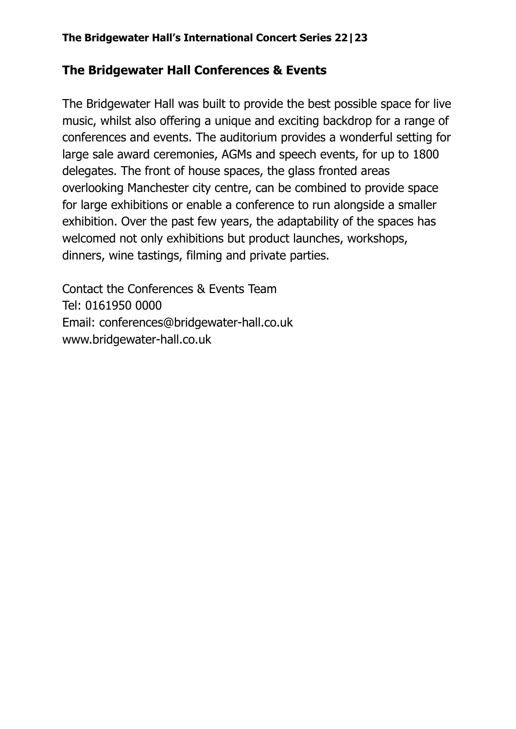## The Bridgewater Hall Conferences & Events

The Bridgewater Hall was built to provide the best possible space for live music, whilst also offering a unique and exciting backdrop for a range of conferences and events. The auditorium provides a wonderful setting for large sale award ceremonies, AGMs and speech events, for up to 1800 delegates. The front of house spaces, the glass fronted areas overlooking Manchester city centre, can be combined to provide space for large exhibitions or enable a conference to run alongside a smaller exhibition. Over the past few years, the adaptability of the spaces has welcomed not only exhibitions but product launches, workshops, dinners, wine tastings, filming and private parties.

Contact the Conferences & Events Team
Tel: 0161950 0000
Email: conferences@bridgewater-hall.co.uk
www.bridgewater-hall.co.uk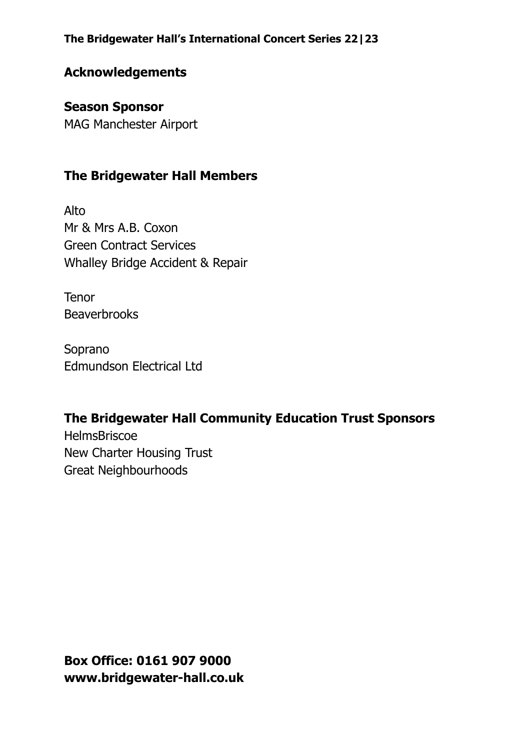## Acknowledgements

**Season Sponsor**
MAG Manchester Airport

## The Bridgewater Hall Members

Alto
Mr & Mrs A.B. Coxon
Green Contract Services
Whalley Bridge Accident & Repair

Tenor
Beaverbrooks

Soprano
Edmundson Electrical Ltd

## The Bridgewater Hall Community Education Trust Sponsors

HelmsBriscoe
New Charter Housing Trust
Great Neighbourhoods

**Box Office: 0161 907 9000**
**www.bridgewater-hall.co.uk**